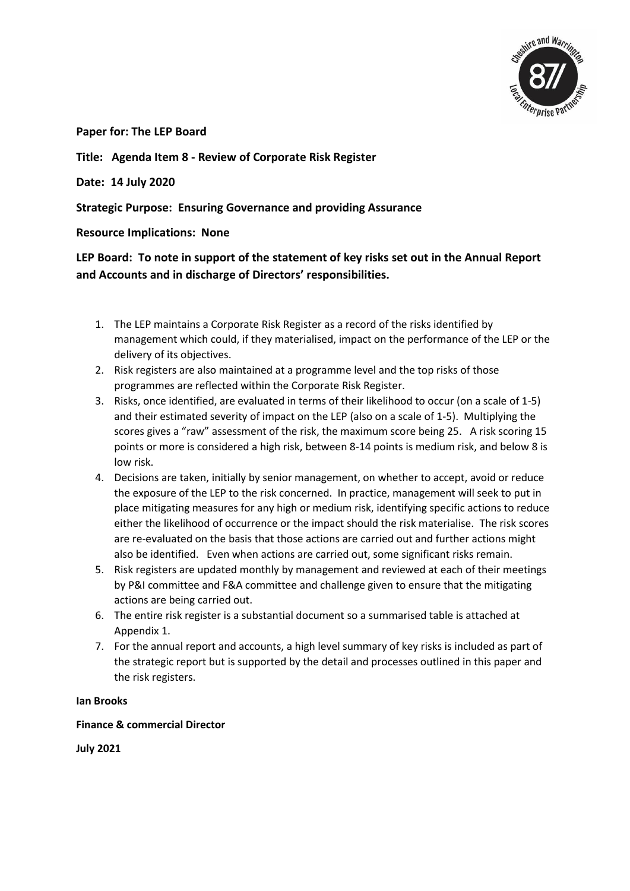**Paper for: The LEP Board**

**Title: Agenda Item 8 - Review of Corporate Risk Register**

**Date: 14 July 2020**

**Strategic Purpose: Ensuring Governance and providing Assurance**

**Resource Implications: None**

**LEP Board: To note in support of the statement of key risks set out in the Annual Report and Accounts and in discharge of Directors' responsibilities.**

1. The LEP maintains a Corporate Risk Register as a record of the risks identified by management which could, if they materialised, impact on the performance of the LEP or the delivery of its objectives.
2. Risk registers are also maintained at a programme level and the top risks of those programmes are reflected within the Corporate Risk Register.
3. Risks, once identified, are evaluated in terms of their likelihood to occur (on a scale of 1-5) and their estimated severity of impact on the LEP (also on a scale of 1-5). Multiplying the scores gives a "raw" assessment of the risk, the maximum score being 25. A risk scoring 15 points or more is considered a high risk, between 8-14 points is medium risk, and below 8 is low risk.
4. Decisions are taken, initially by senior management, on whether to accept, avoid or reduce the exposure of the LEP to the risk concerned. In practice, management will seek to put in place mitigating measures for any high or medium risk, identifying specific actions to reduce either the likelihood of occurrence or the impact should the risk materialise. The risk scores are re-evaluated on the basis that those actions are carried out and further actions might also be identified. Even when actions are carried out, some significant risks remain.
5. Risk registers are updated monthly by management and reviewed at each of their meetings by P&I committee and F&A committee and challenge given to ensure that the mitigating actions are being carried out.
6. The entire risk register is a substantial document so a summarised table is attached at Appendix 1.
7. For the annual report and accounts, a high level summary of key risks is included as part of the strategic report but is supported by the detail and processes outlined in this paper and the risk registers.

**Ian Brooks**

**Finance & commercial Director**

**July 2021**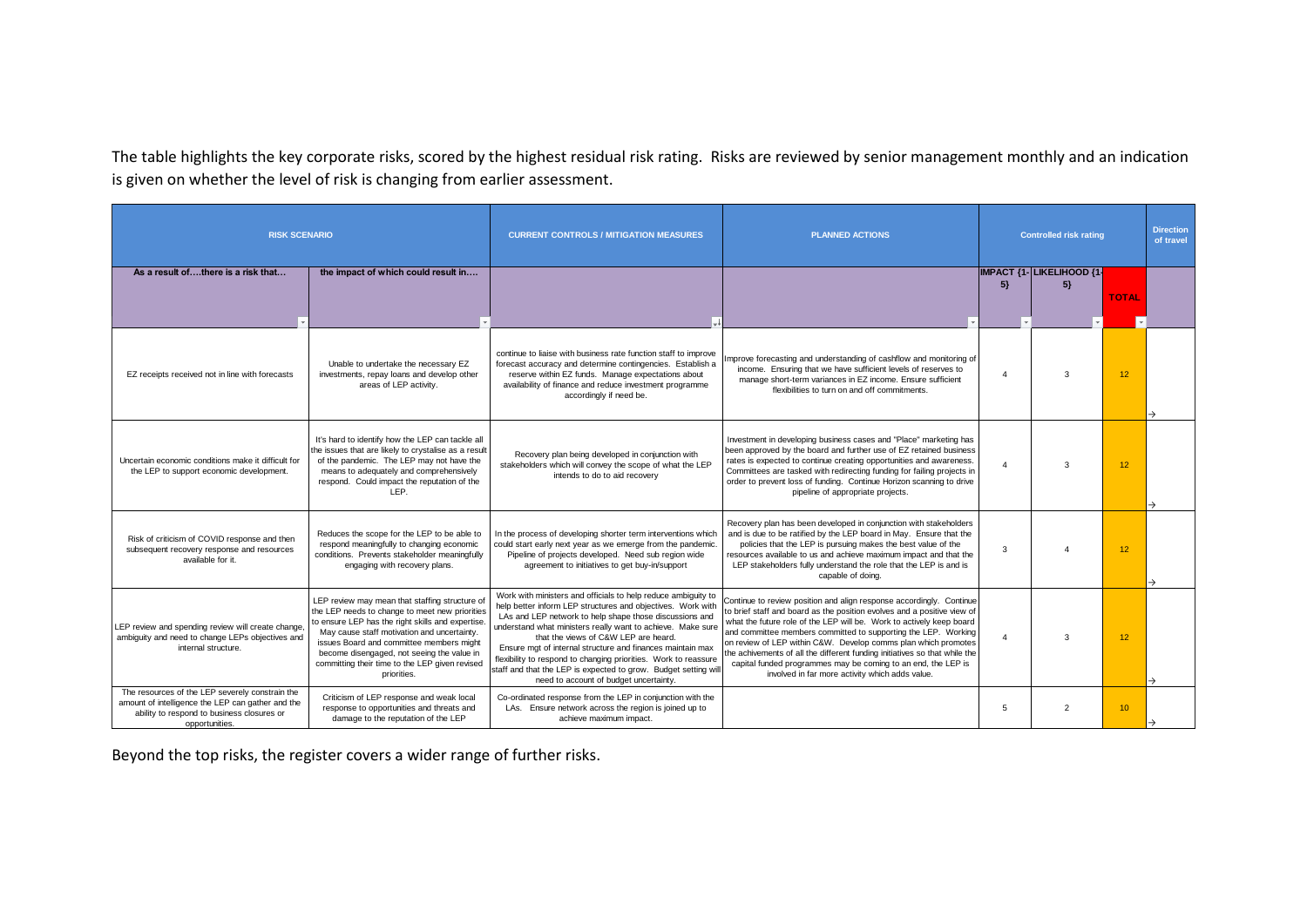The table highlights the key corporate risks, scored by the highest residual risk rating. Risks are reviewed by senior management monthly and an indication is given on whether the level of risk is changing from earlier assessment.

| RISK SCENARIO | | CURRENT CONTROLS / MITIGATION MEASURES | PLANNED ACTIONS | Controlled risk rating | | | Direction of travel |
|---|---|---|---|---|---|---|---|
| As a result of….there is a risk that… | the impact of which could result in…. | | | IMPACT {1-5} | LIKELIHOOD {1-5} | TOTAL | |
| EZ receipts received not in line with forecasts | Unable to undertake the necessary EZ investments, repay loans and develop other areas of LEP activity. | continue to liaise with business rate function staff to improve forecast accuracy and determine contingencies. Establish a reserve within EZ funds. Manage expectations about availability of finance and reduce investment programme accordingly if need be. | Improve forecasting and understanding of cashflow and monitoring of income. Ensuring that we have sufficient levels of reserves to manage short-term variances in EZ income. Ensure sufficient flexibilities to turn on and off commitments. | 4 | 3 | 12 | → |
| Uncertain economic conditions make it difficult for the LEP to support economic development. | It's hard to identify how the LEP can tackle all the issues that are likely to crystalise as a result of the pandemic. The LEP may not have the means to adequately and comprehensively respond. Could impact the reputation of the LEP. | Recovery plan being developed in conjunction with stakeholders which will convey the scope of what the LEP intends to do to aid recovery | Investment in developing business cases and "Place" marketing has been approved by the board and further use of EZ retained business rates is expected to continue creating opportunities and awareness. Committees are tasked with redirecting funding for failing projects in order to prevent loss of funding. Continue Horizon scanning to drive pipeline of appropriate projects. | 4 | 3 | 12 | → |
| Risk of criticism of COVID response and then subsequent recovery response and resources available for it. | Reduces the scope for the LEP to be able to respond meaningfully to changing economic conditions. Prevents stakeholder meaningfully engaging with recovery plans. | In the process of developing shorter term interventions which could start early next year as we emerge from the pandemic. Pipeline of projects developed. Need sub region wide agreement to initiatives to get buy-in/support | Recovery plan has been developed in conjunction with stakeholders and is due to be ratified by the LEP board in May. Ensure that the policies that the LEP is pursuing makes the best value of the resources available to us and achieve maximum impact and that the LEP stakeholders fully understand the role that the LEP is and is capable of doing. | 3 | 4 | 12 | → |
| LEP review and spending review will create change, ambiguity and need to change LEPs objectives and internal structure. | LEP review may mean that staffing structure of the LEP needs to change to meet new priorities to ensure LEP has the right skills and expertise. May cause staff motivation and uncertainty. issues Board and committee members might become disengaged, not seeing the value in committing their time to the LEP given revised priorities. | Work with ministers and officials to help reduce ambiguity to help better inform LEP structures and objectives. Work with LAs and LEP network to help shape those discussions and understand what ministers really want to achieve. Make sure that the views of C&W LEP are heard. Ensure mgt of internal structure and finances maintain max flexibility to respond to changing priorities. Work to reassure staff and that the LEP is expected to grow. Budget setting will need to account of budget uncertainty. | Continue to review position and align response accordingly. Continue to brief staff and board as the position evolves and a positive view of what the future role of the LEP will be. Work to actively keep board and committee members committed to supporting the LEP. Working on review of LEP within C&W. Develop comms plan which promotes the achivements of all the different funding initiatives so that while the capital funded programmes may be coming to an end, the LEP is involved in far more activity which adds value. | 4 | 3 | 12 | → |
| The resources of the LEP severely constrain the amount of intelligence the LEP can gather and the ability to respond to business closures or opportunities. | Criticism of LEP response and weak local response to opportunities and threats and damage to the reputation of the LEP | Co-ordinated response from the LEP in conjunction with the LAs. Ensure network across the region is joined up to achieve maximum impact. | | 5 | 2 | 10 | → |

Beyond the top risks, the register covers a wider range of further risks.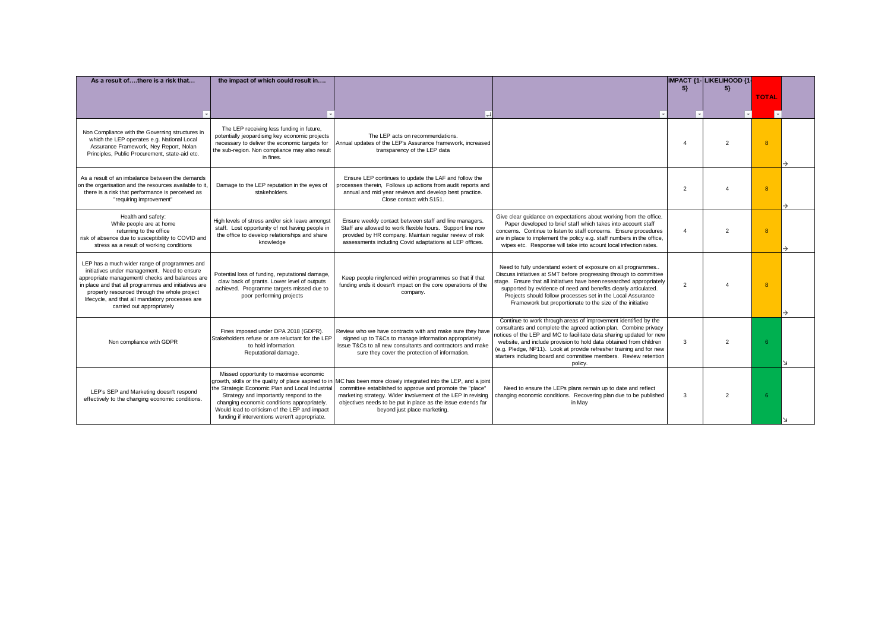| As a result of….there is a risk that… | the impact of which could result in…. | | | IMPACT {1-5} | LIKELIHOOD {1-5} | TOTAL | |
|---|---|---|---|---|---|---|---|
| Non Compliance with the Governing structures in which the LEP operates e.g. National Local Assurance Framework, Ney Report, Nolan Principles, Public Procurement, state-aid etc. | The LEP receiving less funding in future, potentially jeopardising key economic projects necessary to deliver the economic targets for the sub-region. Non compliance may also result in fines. | The LEP acts on recommendations. Annual updates of the LEP's Assurance framework, increased transparency of the LEP data | | 4 | 2 | 8 | → |
| As a result of an imbalance between the demands on the organisation and the resources available to it, there is a risk that performance is perceived as "requiring improvement" | Damage to the LEP reputation in the eyes of stakeholders. | Ensure LEP continues to update the LAF and follow the processes therein, Follows up actions from audit reports and annual and mid year reviews and develop best practice. Close contact with S151. | | 2 | 4 | 8 | → |
| Health and safety: While people are at home returning to the office risk of absence due to susceptibility to COVID and stress as a result of working conditions | High levels of stress and/or sick leave amongst staff. Lost opportunity of not having people in the office to develop relationships and share knowledge | Ensure weekly contact between staff and line managers. Staff are allowed to work flexible hours. Support line now provided by HR company. Maintain regular review of risk assessments including Covid adaptations at LEP offices. | Give clear guidance on expectations about working from the office. Paper developed to brief staff which takes into account staff concerns. Continue to listen to staff concerns. Ensure procedures are in place to implement the policy e.g. staff numbers in the office, wipes etc. Response will take into acount local infection rates. | 4 | 2 | 8 | → |
| LEP has a much wider range of programmes and initiatives under management. Need to ensure appropriate management/ checks and balances are in place and that all programmes and initiatives are properly resourced through the whole project lifecycle, and that all mandatory processes are carried out appropriately | Potential loss of funding, reputational damage, claw back of grants. Lower level of outputs achieved. Programme targets missed due to poor performing projects | Keep people ringfenced within programmes so that if that funding ends it doesn't impact on the core operations of the company. | Need to fully understand extent of exposure on all programmes.. Discuss initiatives at SMT before progressing through to committee stage. Ensure that all initiatives have been researched appropriately supported by evidence of need and benefits clearly articulated. Projects should follow processes set in the Local Assurance Framework but proportionate to the size of the initiative | 2 | 4 | 8 | → |
| Non compliance with GDPR | Fines imposed under DPA 2018 (GDPR). Stakeholders refuse or are reluctant for the LEP to hold information. Reputational damage. | Review who we have contracts with and make sure they have signed up to T&Cs to manage information appropriately. Issue T&Cs to all new consultants and contractors and make sure they cover the protection of information. | Continue to work through areas of improvement identified by the consultants and complete the agreed action plan. Combine privacy notices of the LEP and MC to facilitate data sharing updated for new website, and include provision to hold data obtained from children (e.g. Pledge, NP11). Look at provide refresher training and for new starters including board and committee members. Review retention policy. | 3 | 2 | 6 | ↘ |
| LEP's SEP and Marketing doesn't respond effectively to the changing economic conditions. | Missed opportunity to maximise economic growth, skills or the quality of place aspired to in the Strategic Economic Plan and Local Industrial Strategy and importantly respond to the changing economic conditions appropriately. Would lead to criticism of the LEP and impact funding if interventions weren't appropriate. | MC has been more closely integrated into the LEP, and a joint committee established to approve and promote the "place" marketing strategy. Wider involvement of the LEP in revising objectives needs to be put in place as the issue extends far beyond just place marketing. | Need to ensure the LEPs plans remain up to date and reflect changing economic conditions. Recovering plan due to be published in May | 3 | 2 | 6 | ↘ |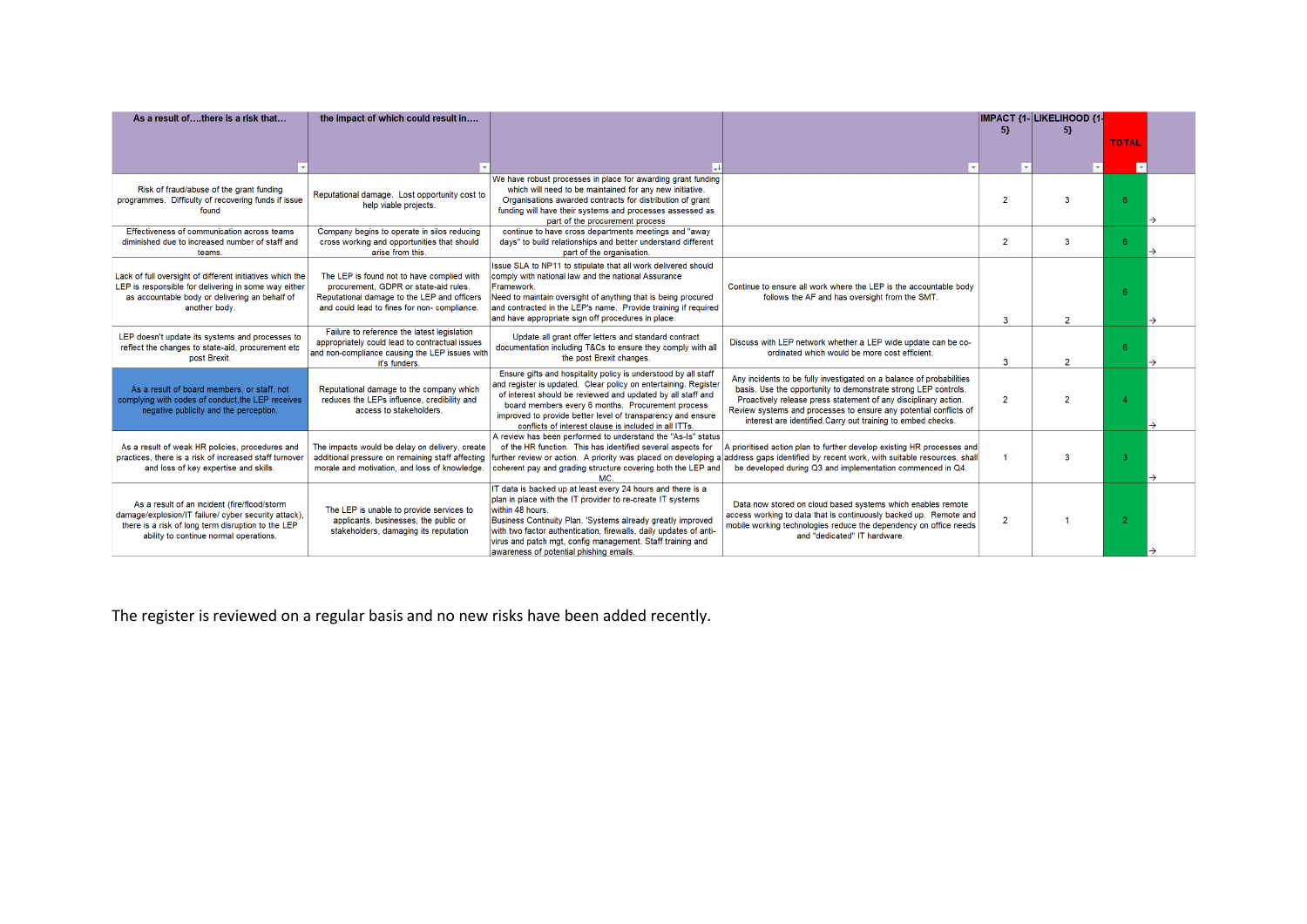| As a result of....there is a risk that... | the impact of which could result in.... | | | IMPACT {1-5} | LIKELIHOOD {1-5} | TOTAL | |
|---|---|---|---|---|---|---|---|
| Risk of fraud/abuse of the grant funding programmes. Difficulty of recovering funds if issue found | Reputational damage. Lost opportunity cost to help viable projects. | We have robust processes in place for awarding grant funding which will need to be maintained for any new initiative. Organisations awarded contracts for distribution of grant funding will have their systems and processes assessed as part of the procurement process | | 2 | 3 | 6 | → |
| Effectiveness of communication across teams diminished due to increased number of staff and teams. | Company begins to operate in silos reducing cross working and opportunities that should arise from this. | continue to have cross departments meetings and "away days" to build relationships and better understand different part of the organisation. | | 2 | 3 | 6 | → |
| Lack of full oversight of different initiatives which the LEP is responsible for delivering in some way either as accountable body or delivering an behalf of another body. | The LEP is found not to have complied with procurement, GDPR or state-aid rules. Reputational damage to the LEP and officers and could lead to fines for non- compliance. | Issue SLA to NP11 to stipulate that all work delivered should comply with national law and the national Assurance Framework.<br>Need to maintain oversight of anything that is being procured and contracted in the LEP's name. Provide training if required and have appropriate sign off procedures in place. | Continue to ensure all work where the LEP is the accountable body follows the AF and has oversight from the SMT. | 3 | 2 | 6 | → |
| LEP doesn't update its systems and processes to reflect the changes to state-aid, procurement etc post Brexit. | Failure to reference the latest legislation appropriately could lead to contractual issues and non-compliance causing the LEP issues with it's funders. | Update all grant offer letters and standard contract documentation including T&Cs to ensure they comply with all the post Brexit changes. | Discuss with LEP network whether a LEP wide update can be co-ordinated which would be more cost efficient. | 3 | 2 | 6 | → |
| As a result of board members, or staff, not complying with codes of conduct,the LEP receives negative publicity and the perception. | Reputational damage to the company which reduces the LEPs influence, credibility and access to stakeholders. | Ensure gifts and hospitality policy is understood by all staff and register is updated. Clear policy on entertaining. Register of interest should be reviewed and updated by all staff and board members every 6 months. Procurement process improved to provide better level of transparency and ensure conflicts of interest clause is included in all ITTs. | Any incidents to be fully investigated on a balance of probabilities basis. Use the opportunity to demonstrate strong LEP controls. Proactively release press statement of any disciplinary action. Review systems and processes to ensure any potential conflicts of interest are identified.Carry out training to embed checks. | 2 | 2 | 4 | → |
| As a result of weak HR policies, procedures and practices, there is a risk of increased staff turnover and loss of key expertise and skills. | The impacts would be delay on delivery, create additional pressure on remaining staff affecting morale and motivation, and loss of knowledge. | A review has been performed to understand the "As-Is" status of the HR function. This has identified several aspects for further review or action. A priority was placed on developing a coherent pay and grading structure covering both the LEP and MC. | A prioritised action plan to further develop existing HR processes and address gaps identified by recent work, with suitable resources, shall be developed during Q3 and implementation commenced in Q4. | 1 | 3 | 3 | → |
| As a result of an incident (fire/flood/storm damage/explosion/IT failure/ cyber security attack), there is a risk of long term disruption to the LEP ability to continue normal operations. | The LEP is unable to provide services to applicants, businesses, the public or stakeholders, damaging its reputation | IT data is backed up at least every 24 hours and there is a plan in place with the IT provider to re-create IT systems within 48 hours.<br>Business Continuity Plan. 'Systems already greatly improved with two factor authentication, firewalls, daily updates of anti-virus and patch mgt, config management. Staff training and awareness of potential phishing emails. | Data now stored on cloud based systems which enables remote access working to data that is continuously backed up. Remote and mobile working technologies reduce the dependency on office needs and "dedicated" IT hardware. | 2 | 1 | 2 | → |

The register is reviewed on a regular basis and no new risks have been added recently.